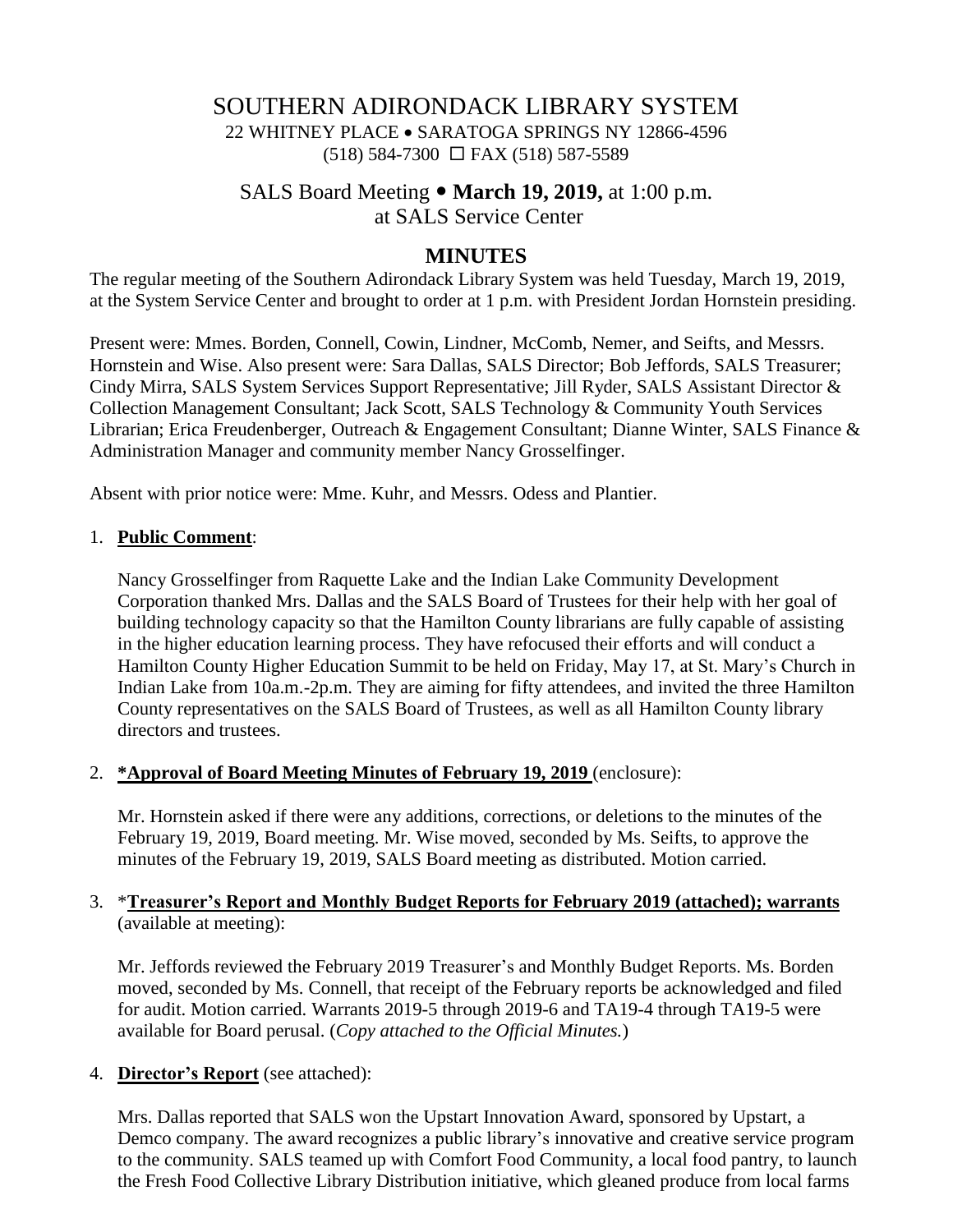# SOUTHERN ADIRONDACK LIBRARY SYSTEM

22 WHITNEY PLACE • SARATOGA SPRINGS NY 12866-4596
(518) 584-7300 ☐ FAX (518) 587-5589

## SALS Board Meeting • **March 19, 2019,** at 1:00 p.m. at SALS Service Center

## MINUTES

The regular meeting of the Southern Adirondack Library System was held Tuesday, March 19, 2019, at the System Service Center and brought to order at 1 p.m. with President Jordan Hornstein presiding.

Present were: Mmes. Borden, Connell, Cowin, Lindner, McComb, Nemer, and Seifts, and Messrs. Hornstein and Wise. Also present were: Sara Dallas, SALS Director; Bob Jeffords, SALS Treasurer; Cindy Mirra, SALS System Services Support Representative; Jill Ryder, SALS Assistant Director & Collection Management Consultant; Jack Scott, SALS Technology & Community Youth Services Librarian; Erica Freudenberger, Outreach & Engagement Consultant; Dianne Winter, SALS Finance & Administration Manager and community member Nancy Grosselfinger.

Absent with prior notice were: Mme. Kuhr, and Messrs. Odess and Plantier.

1. **Public Comment**:

   Nancy Grosselfinger from Raquette Lake and the Indian Lake Community Development Corporation thanked Mrs. Dallas and the SALS Board of Trustees for their help with her goal of building technology capacity so that the Hamilton County librarians are fully capable of assisting in the higher education learning process. They have refocused their efforts and will conduct a Hamilton County Higher Education Summit to be held on Friday, May 17, at St. Mary's Church in Indian Lake from 10a.m.-2p.m. They are aiming for fifty attendees, and invited the three Hamilton County representatives on the SALS Board of Trustees, as well as all Hamilton County library directors and trustees.

2. **\*Approval of Board Meeting Minutes of February 19, 2019** (enclosure):

   Mr. Hornstein asked if there were any additions, corrections, or deletions to the minutes of the February 19, 2019, Board meeting. Mr. Wise moved, seconded by Ms. Seifts, to approve the minutes of the February 19, 2019, SALS Board meeting as distributed. Motion carried.

3. \***Treasurer's Report and Monthly Budget Reports for February 2019 (attached); warrants** (available at meeting):

   Mr. Jeffords reviewed the February 2019 Treasurer's and Monthly Budget Reports. Ms. Borden moved, seconded by Ms. Connell, that receipt of the February reports be acknowledged and filed for audit. Motion carried. Warrants 2019-5 through 2019-6 and TA19-4 through TA19-5 were available for Board perusal. (*Copy attached to the Official Minutes.*)

4. **Director's Report** (see attached):

   Mrs. Dallas reported that SALS won the Upstart Innovation Award, sponsored by Upstart, a Demco company. The award recognizes a public library's innovative and creative service program to the community. SALS teamed up with Comfort Food Community, a local food pantry, to launch the Fresh Food Collective Library Distribution initiative, which gleaned produce from local farms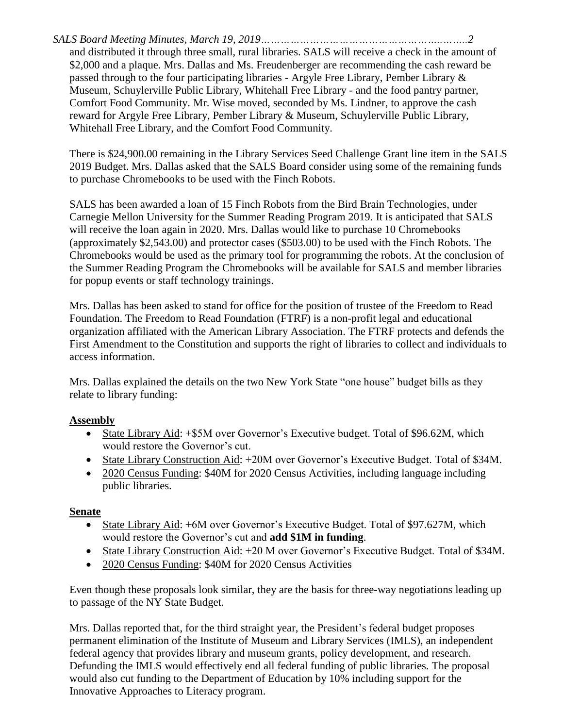and distributed it through three small, rural libraries. SALS will receive a check in the amount of $2,000 and a plaque. Mrs. Dallas and Ms. Freudenberger are recommending the cash reward be passed through to the four participating libraries - Argyle Free Library, Pember Library & Museum, Schuylerville Public Library, Whitehall Free Library - and the food pantry partner, Comfort Food Community. Mr. Wise moved, seconded by Ms. Lindner, to approve the cash reward for Argyle Free Library, Pember Library & Museum, Schuylerville Public Library, Whitehall Free Library, and the Comfort Food Community.

There is $24,900.00 remaining in the Library Services Seed Challenge Grant line item in the SALS 2019 Budget. Mrs. Dallas asked that the SALS Board consider using some of the remaining funds to purchase Chromebooks to be used with the Finch Robots.

SALS has been awarded a loan of 15 Finch Robots from the Bird Brain Technologies, under Carnegie Mellon University for the Summer Reading Program 2019. It is anticipated that SALS will receive the loan again in 2020. Mrs. Dallas would like to purchase 10 Chromebooks (approximately $2,543.00) and protector cases ($503.00) to be used with the Finch Robots. The Chromebooks would be used as the primary tool for programming the robots. At the conclusion of the Summer Reading Program the Chromebooks will be available for SALS and member libraries for popup events or staff technology trainings.

Mrs. Dallas has been asked to stand for office for the position of trustee of the Freedom to Read Foundation. The Freedom to Read Foundation (FTRF) is a non-profit legal and educational organization affiliated with the American Library Association. The FTRF protects and defends the First Amendment to the Constitution and supports the right of libraries to collect and individuals to access information.

Mrs. Dallas explained the details on the two New York State "one house" budget bills as they relate to library funding:

**Assembly**

- State Library Aid: +$5M over Governor's Executive budget. Total of $96.62M, which would restore the Governor's cut.
- State Library Construction Aid: +20M over Governor's Executive Budget. Total of $34M.
- 2020 Census Funding: $40M for 2020 Census Activities, including language including public libraries.

**Senate**

- State Library Aid: +6M over Governor's Executive Budget. Total of $97.627M, which would restore the Governor's cut and **add $1M in funding**.
- State Library Construction Aid: +20 M over Governor's Executive Budget. Total of $34M.
- 2020 Census Funding: $40M for 2020 Census Activities

Even though these proposals look similar, they are the basis for three-way negotiations leading up to passage of the NY State Budget.

Mrs. Dallas reported that, for the third straight year, the President's federal budget proposes permanent elimination of the Institute of Museum and Library Services (IMLS), an independent federal agency that provides library and museum grants, policy development, and research. Defunding the IMLS would effectively end all federal funding of public libraries. The proposal would also cut funding to the Department of Education by 10% including support for the Innovative Approaches to Literacy program.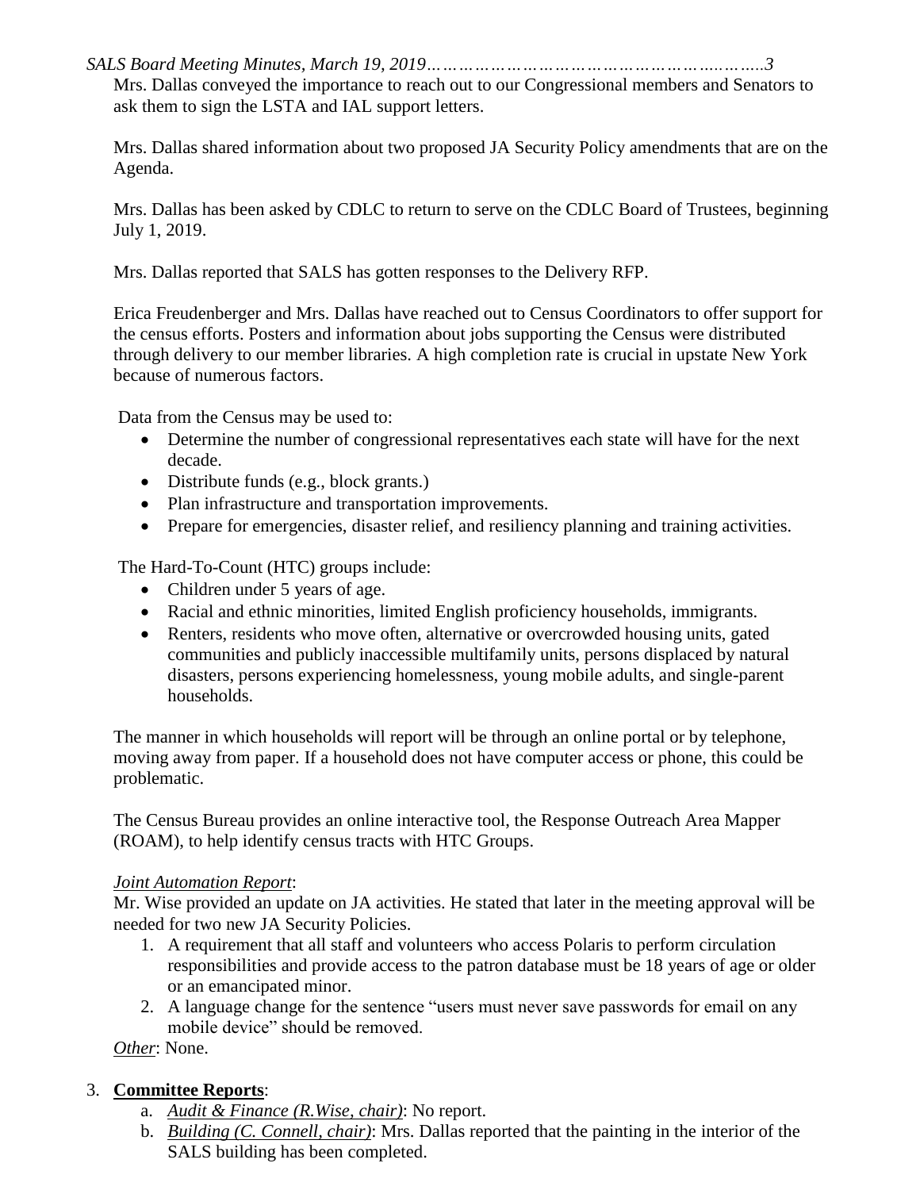Mrs. Dallas conveyed the importance to reach out to our Congressional members and Senators to ask them to sign the LSTA and IAL support letters.

Mrs. Dallas shared information about two proposed JA Security Policy amendments that are on the Agenda.

Mrs. Dallas has been asked by CDLC to return to serve on the CDLC Board of Trustees, beginning July 1, 2019.

Mrs. Dallas reported that SALS has gotten responses to the Delivery RFP.

Erica Freudenberger and Mrs. Dallas have reached out to Census Coordinators to offer support for the census efforts. Posters and information about jobs supporting the Census were distributed through delivery to our member libraries. A high completion rate is crucial in upstate New York because of numerous factors.

Data from the Census may be used to:

- Determine the number of congressional representatives each state will have for the next decade.
- Distribute funds (e.g., block grants.)
- Plan infrastructure and transportation improvements.
- Prepare for emergencies, disaster relief, and resiliency planning and training activities.

The Hard-To-Count (HTC) groups include:

- Children under 5 years of age.
- Racial and ethnic minorities, limited English proficiency households, immigrants.
- Renters, residents who move often, alternative or overcrowded housing units, gated communities and publicly inaccessible multifamily units, persons displaced by natural disasters, persons experiencing homelessness, young mobile adults, and single-parent households.

The manner in which households will report will be through an online portal or by telephone, moving away from paper. If a household does not have computer access or phone, this could be problematic.

The Census Bureau provides an online interactive tool, the Response Outreach Area Mapper (ROAM), to help identify census tracts with HTC Groups.

*Joint Automation Report*:
Mr. Wise provided an update on JA activities. He stated that later in the meeting approval will be needed for two new JA Security Policies.

1. A requirement that all staff and volunteers who access Polaris to perform circulation responsibilities and provide access to the patron database must be 18 years of age or older or an emancipated minor.
2. A language change for the sentence "users must never save passwords for email on any mobile device" should be removed.

*Other*: None.

3. **Committee Reports**:
   a. *Audit & Finance (R.Wise, chair)*: No report.
   b. *Building (C. Connell, chair)*: Mrs. Dallas reported that the painting in the interior of the SALS building has been completed.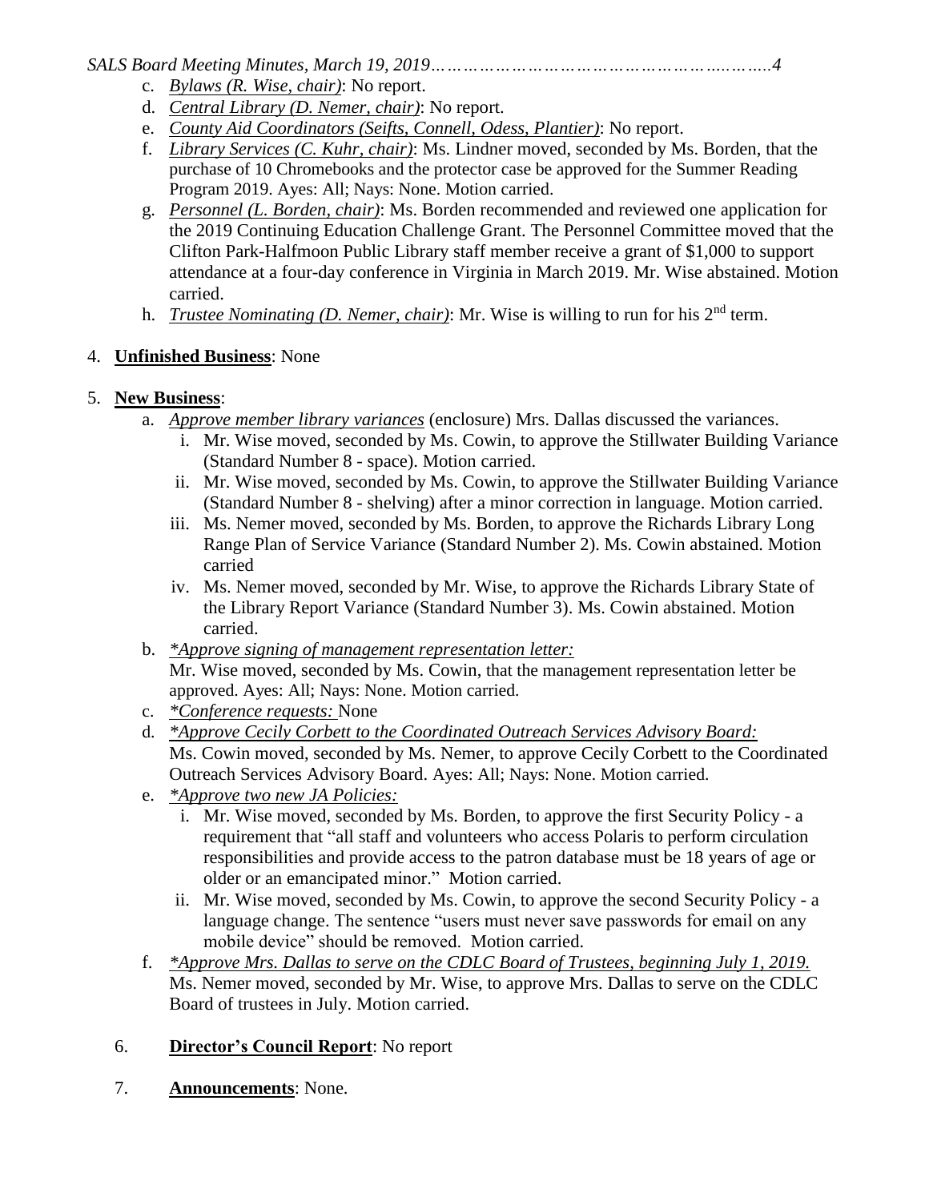c. *Bylaws (R. Wise, chair)*: No report.
d. *Central Library (D. Nemer, chair)*: No report.
e. *County Aid Coordinators (Seifts, Connell, Odess, Plantier)*: No report.
f. *Library Services (C. Kuhr, chair)*: Ms. Lindner moved, seconded by Ms. Borden, that the purchase of 10 Chromebooks and the protector case be approved for the Summer Reading Program 2019. Ayes: All; Nays: None. Motion carried.
g. *Personnel (L. Borden, chair)*: Ms. Borden recommended and reviewed one application for the 2019 Continuing Education Challenge Grant. The Personnel Committee moved that the Clifton Park-Halfmoon Public Library staff member receive a grant of $1,000 to support attendance at a four-day conference in Virginia in March 2019. Mr. Wise abstained. Motion carried.
h. *Trustee Nominating (D. Nemer, chair)*: Mr. Wise is willing to run for his 2nd term.

4. **Unfinished Business**: None

5. **New Business**:
   a. *Approve member library variances* (enclosure) Mrs. Dallas discussed the variances.
      i. Mr. Wise moved, seconded by Ms. Cowin, to approve the Stillwater Building Variance (Standard Number 8 - space). Motion carried.
      ii. Mr. Wise moved, seconded by Ms. Cowin, to approve the Stillwater Building Variance (Standard Number 8 - shelving) after a minor correction in language. Motion carried.
      iii. Ms. Nemer moved, seconded by Ms. Borden, to approve the Richards Library Long Range Plan of Service Variance (Standard Number 2). Ms. Cowin abstained. Motion carried
      iv. Ms. Nemer moved, seconded by Mr. Wise, to approve the Richards Library State of the Library Report Variance (Standard Number 3). Ms. Cowin abstained. Motion carried.
   b. *\*Approve signing of management representation letter:*
      Mr. Wise moved, seconded by Ms. Cowin, that the management representation letter be approved. Ayes: All; Nays: None. Motion carried.
   c. *\*Conference requests:* None
   d. *\*Approve Cecily Corbett to the Coordinated Outreach Services Advisory Board:*
      Ms. Cowin moved, seconded by Ms. Nemer, to approve Cecily Corbett to the Coordinated Outreach Services Advisory Board. Ayes: All; Nays: None. Motion carried.
   e. *\*Approve two new JA Policies:*
      i. Mr. Wise moved, seconded by Ms. Borden, to approve the first Security Policy - a requirement that "all staff and volunteers who access Polaris to perform circulation responsibilities and provide access to the patron database must be 18 years of age or older or an emancipated minor." Motion carried.
      ii. Mr. Wise moved, seconded by Ms. Cowin, to approve the second Security Policy - a language change. The sentence "users must never save passwords for email on any mobile device" should be removed. Motion carried.
   f. *\*Approve Mrs. Dallas to serve on the CDLC Board of Trustees, beginning July 1, 2019.*
      Ms. Nemer moved, seconded by Mr. Wise, to approve Mrs. Dallas to serve on the CDLC Board of trustees in July. Motion carried.

6. **Director's Council Report**: No report

7. **Announcements**: None.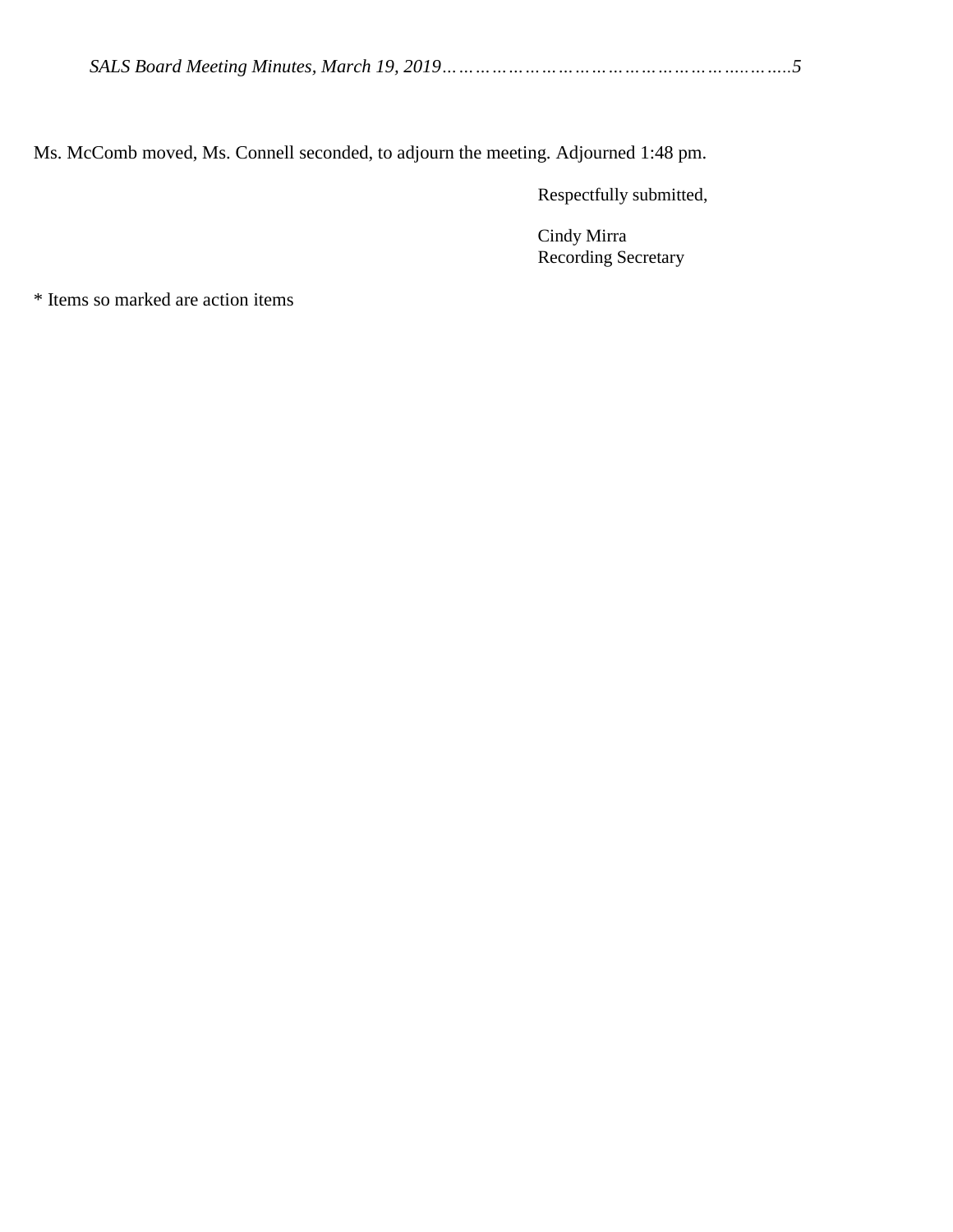Ms. McComb moved, Ms. Connell seconded, to adjourn the meeting. Adjourned 1:48 pm.

Respectfully submitted,

Cindy Mirra
Recording Secretary

* Items so marked are action items